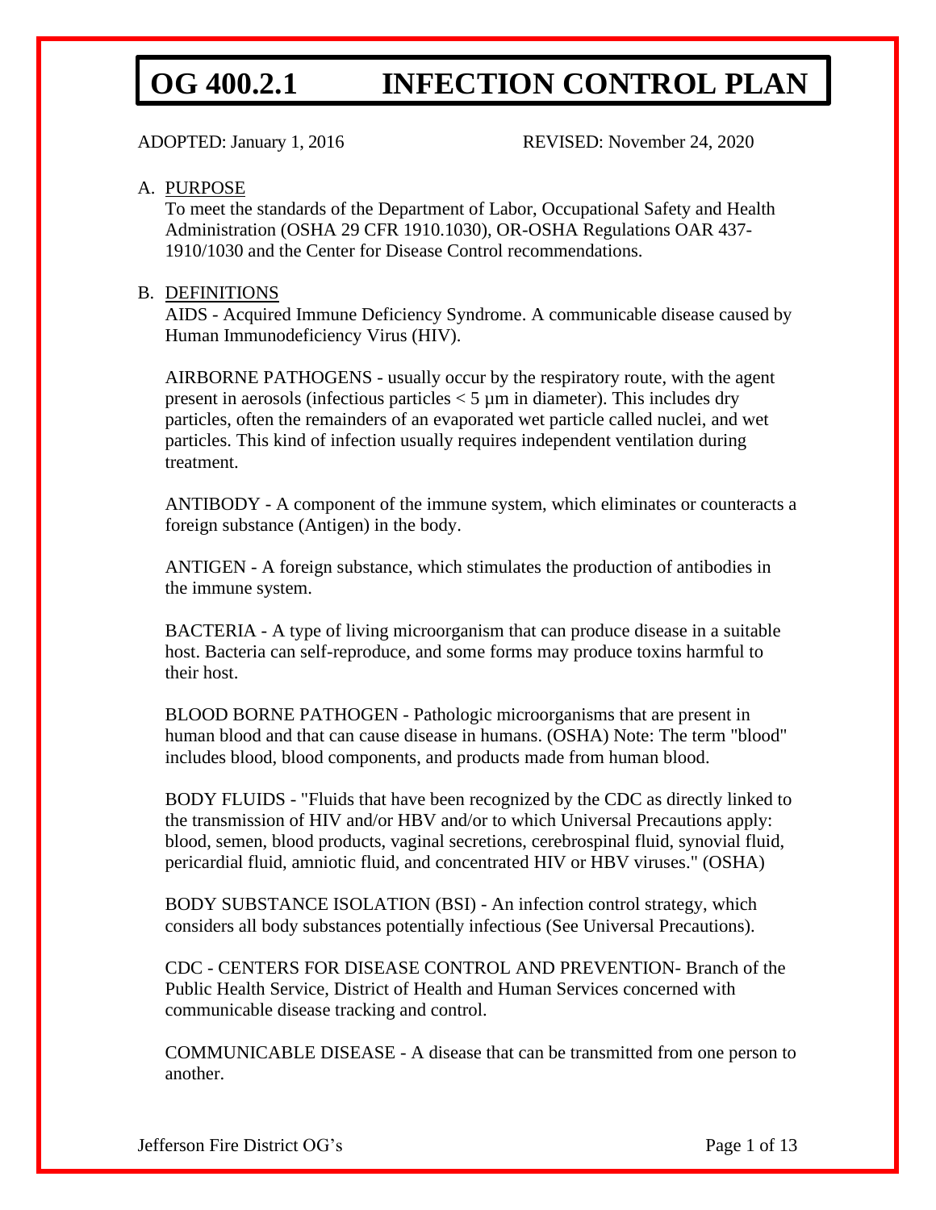# OG 400.2.1 INFECTION CONTROL PLAN

ADOPTED: January 1, 2016 REVISED: November 24, 2020

A. PURPOSE

To meet the standards of the Department of Labor, Occupational Safety and Health Administration (OSHA 29 CFR 1910.1030), OR-OSHA Regulations OAR 437-1910/1030 and the Center for Disease Control recommendations.

B. DEFINITIONS

AIDS - Acquired Immune Deficiency Syndrome. A communicable disease caused by Human Immunodeficiency Virus (HIV).

AIRBORNE PATHOGENS - usually occur by the respiratory route, with the agent present in aerosols (infectious particles < 5 µm in diameter). This includes dry particles, often the remainders of an evaporated wet particle called nuclei, and wet particles. This kind of infection usually requires independent ventilation during treatment.

ANTIBODY - A component of the immune system, which eliminates or counteracts a foreign substance (Antigen) in the body.

ANTIGEN - A foreign substance, which stimulates the production of antibodies in the immune system.

BACTERIA - A type of living microorganism that can produce disease in a suitable host. Bacteria can self-reproduce, and some forms may produce toxins harmful to their host.

BLOOD BORNE PATHOGEN - Pathologic microorganisms that are present in human blood and that can cause disease in humans. (OSHA) Note: The term "blood" includes blood, blood components, and products made from human blood.

BODY FLUIDS - "Fluids that have been recognized by the CDC as directly linked to the transmission of HIV and/or HBV and/or to which Universal Precautions apply: blood, semen, blood products, vaginal secretions, cerebrospinal fluid, synovial fluid, pericardial fluid, amniotic fluid, and concentrated HIV or HBV viruses." (OSHA)

BODY SUBSTANCE ISOLATION (BSI) - An infection control strategy, which considers all body substances potentially infectious (See Universal Precautions).

CDC - CENTERS FOR DISEASE CONTROL AND PREVENTION- Branch of the Public Health Service, District of Health and Human Services concerned with communicable disease tracking and control.

COMMUNICABLE DISEASE - A disease that can be transmitted from one person to another.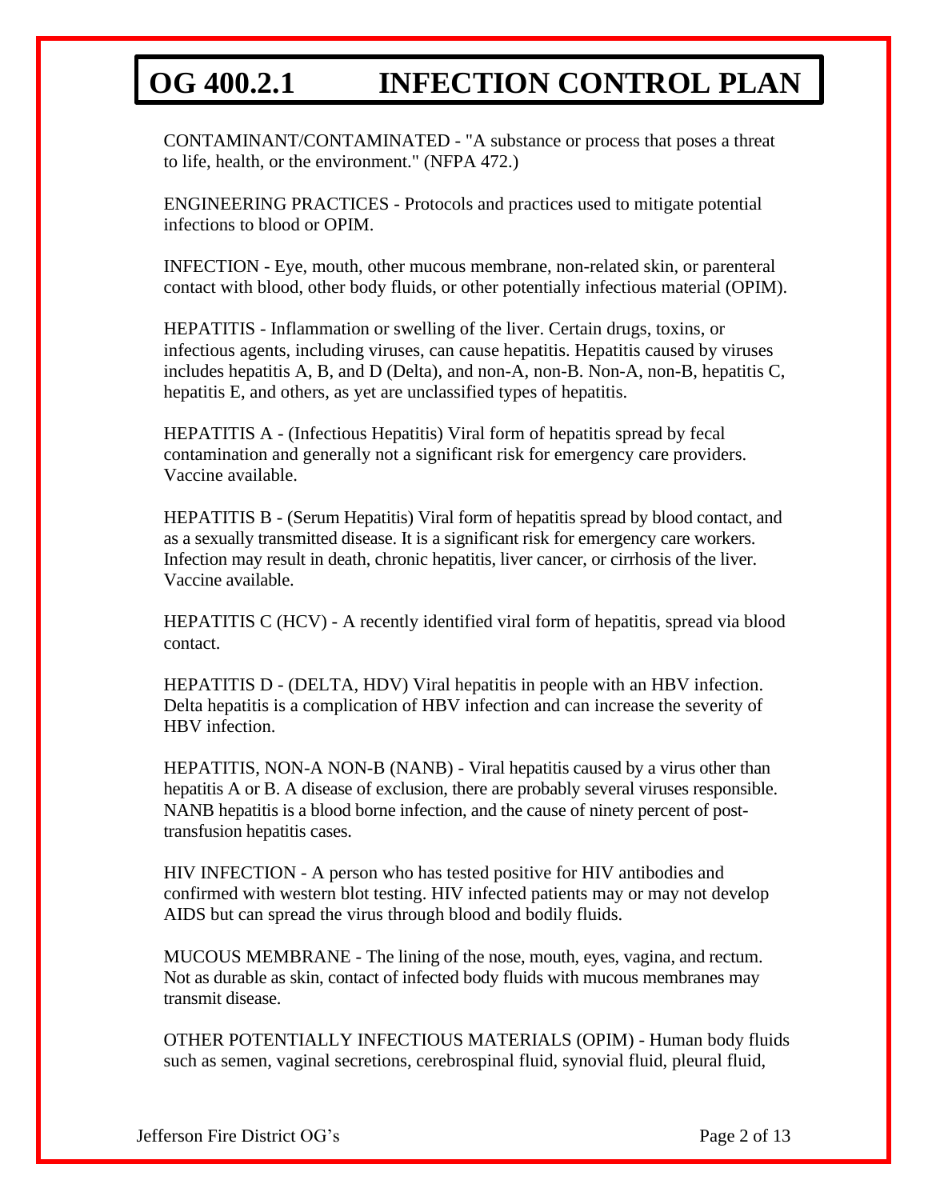# OG 400.2.1 INFECTION CONTROL PLAN

CONTAMINANT/CONTAMINATED - "A substance or process that poses a threat to life, health, or the environment." (NFPA 472.)

ENGINEERING PRACTICES - Protocols and practices used to mitigate potential infections to blood or OPIM.

INFECTION - Eye, mouth, other mucous membrane, non-related skin, or parenteral contact with blood, other body fluids, or other potentially infectious material (OPIM).

HEPATITIS - Inflammation or swelling of the liver. Certain drugs, toxins, or infectious agents, including viruses, can cause hepatitis. Hepatitis caused by viruses includes hepatitis A, B, and D (Delta), and non-A, non-B. Non-A, non-B, hepatitis C, hepatitis E, and others, as yet are unclassified types of hepatitis.

HEPATITIS A - (Infectious Hepatitis) Viral form of hepatitis spread by fecal contamination and generally not a significant risk for emergency care providers. Vaccine available.

HEPATITIS B - (Serum Hepatitis) Viral form of hepatitis spread by blood contact, and as a sexually transmitted disease. It is a significant risk for emergency care workers. Infection may result in death, chronic hepatitis, liver cancer, or cirrhosis of the liver. Vaccine available.

HEPATITIS C (HCV) - A recently identified viral form of hepatitis, spread via blood contact.

HEPATITIS D - (DELTA, HDV) Viral hepatitis in people with an HBV infection. Delta hepatitis is a complication of HBV infection and can increase the severity of HBV infection.

HEPATITIS, NON-A NON-B (NANB) - Viral hepatitis caused by a virus other than hepatitis A or B. A disease of exclusion, there are probably several viruses responsible. NANB hepatitis is a blood borne infection, and the cause of ninety percent of post-transfusion hepatitis cases.

HIV INFECTION - A person who has tested positive for HIV antibodies and confirmed with western blot testing. HIV infected patients may or may not develop AIDS but can spread the virus through blood and bodily fluids.

MUCOUS MEMBRANE - The lining of the nose, mouth, eyes, vagina, and rectum. Not as durable as skin, contact of infected body fluids with mucous membranes may transmit disease.

OTHER POTENTIALLY INFECTIOUS MATERIALS (OPIM) - Human body fluids such as semen, vaginal secretions, cerebrospinal fluid, synovial fluid, pleural fluid,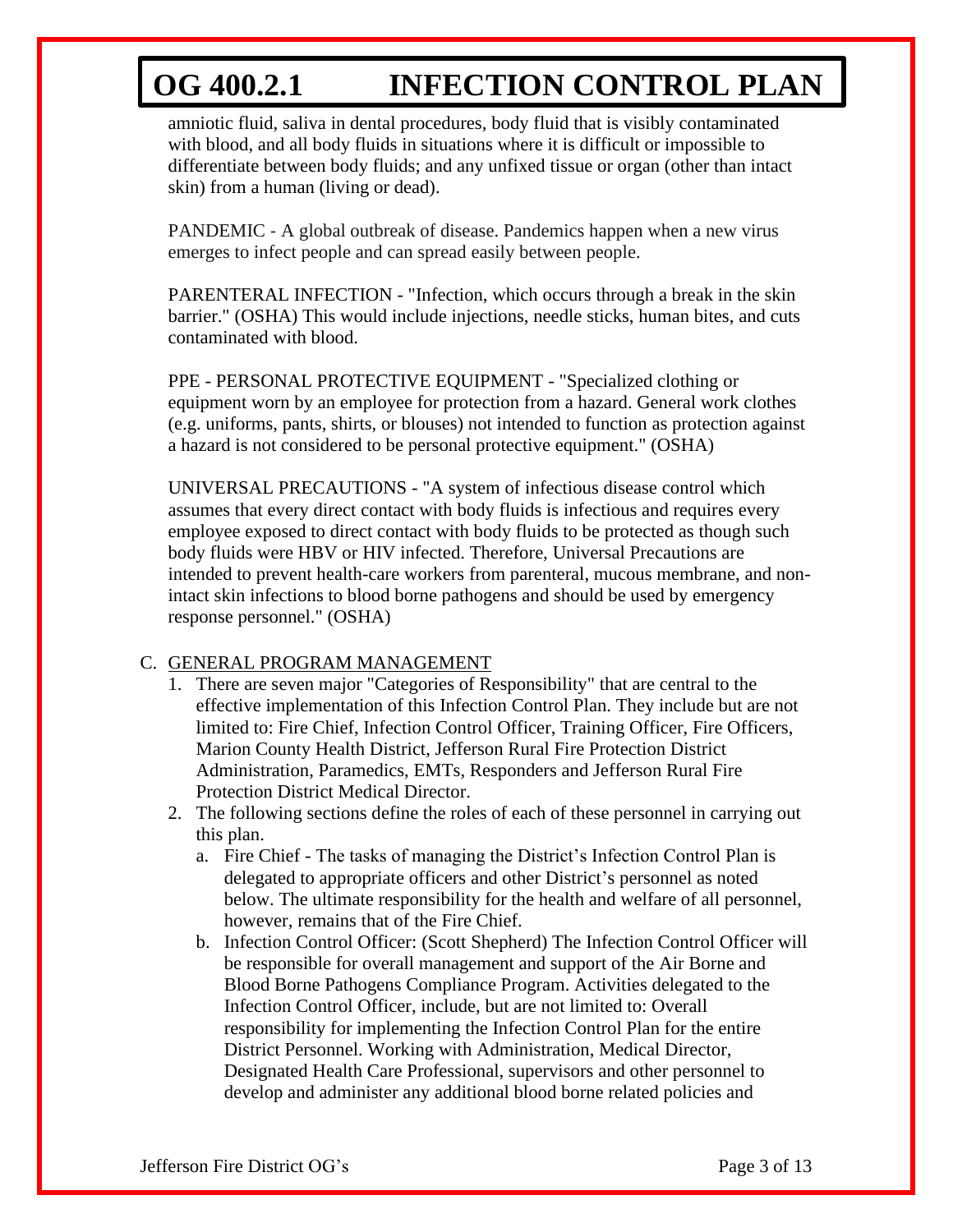amniotic fluid, saliva in dental procedures, body fluid that is visibly contaminated with blood, and all body fluids in situations where it is difficult or impossible to differentiate between body fluids; and any unfixed tissue or organ (other than intact skin) from a human (living or dead).

PANDEMIC - A global outbreak of disease. Pandemics happen when a new virus emerges to infect people and can spread easily between people.

PARENTERAL INFECTION - "Infection, which occurs through a break in the skin barrier." (OSHA) This would include injections, needle sticks, human bites, and cuts contaminated with blood.

PPE - PERSONAL PROTECTIVE EQUIPMENT - "Specialized clothing or equipment worn by an employee for protection from a hazard. General work clothes (e.g. uniforms, pants, shirts, or blouses) not intended to function as protection against a hazard is not considered to be personal protective equipment." (OSHA)

UNIVERSAL PRECAUTIONS - "A system of infectious disease control which assumes that every direct contact with body fluids is infectious and requires every employee exposed to direct contact with body fluids to be protected as though such body fluids were HBV or HIV infected. Therefore, Universal Precautions are intended to prevent health-care workers from parenteral, mucous membrane, and non-intact skin infections to blood borne pathogens and should be used by emergency response personnel." (OSHA)

C. GENERAL PROGRAM MANAGEMENT

1. There are seven major "Categories of Responsibility" that are central to the effective implementation of this Infection Control Plan. They include but are not limited to: Fire Chief, Infection Control Officer, Training Officer, Fire Officers, Marion County Health District, Jefferson Rural Fire Protection District Administration, Paramedics, EMTs, Responders and Jefferson Rural Fire Protection District Medical Director.
2. The following sections define the roles of each of these personnel in carrying out this plan.
   a. Fire Chief - The tasks of managing the District's Infection Control Plan is delegated to appropriate officers and other District's personnel as noted below. The ultimate responsibility for the health and welfare of all personnel, however, remains that of the Fire Chief.
   b. Infection Control Officer: (Scott Shepherd) The Infection Control Officer will be responsible for overall management and support of the Air Borne and Blood Borne Pathogens Compliance Program. Activities delegated to the Infection Control Officer, include, but are not limited to: Overall responsibility for implementing the Infection Control Plan for the entire District Personnel. Working with Administration, Medical Director, Designated Health Care Professional, supervisors and other personnel to develop and administer any additional blood borne related policies and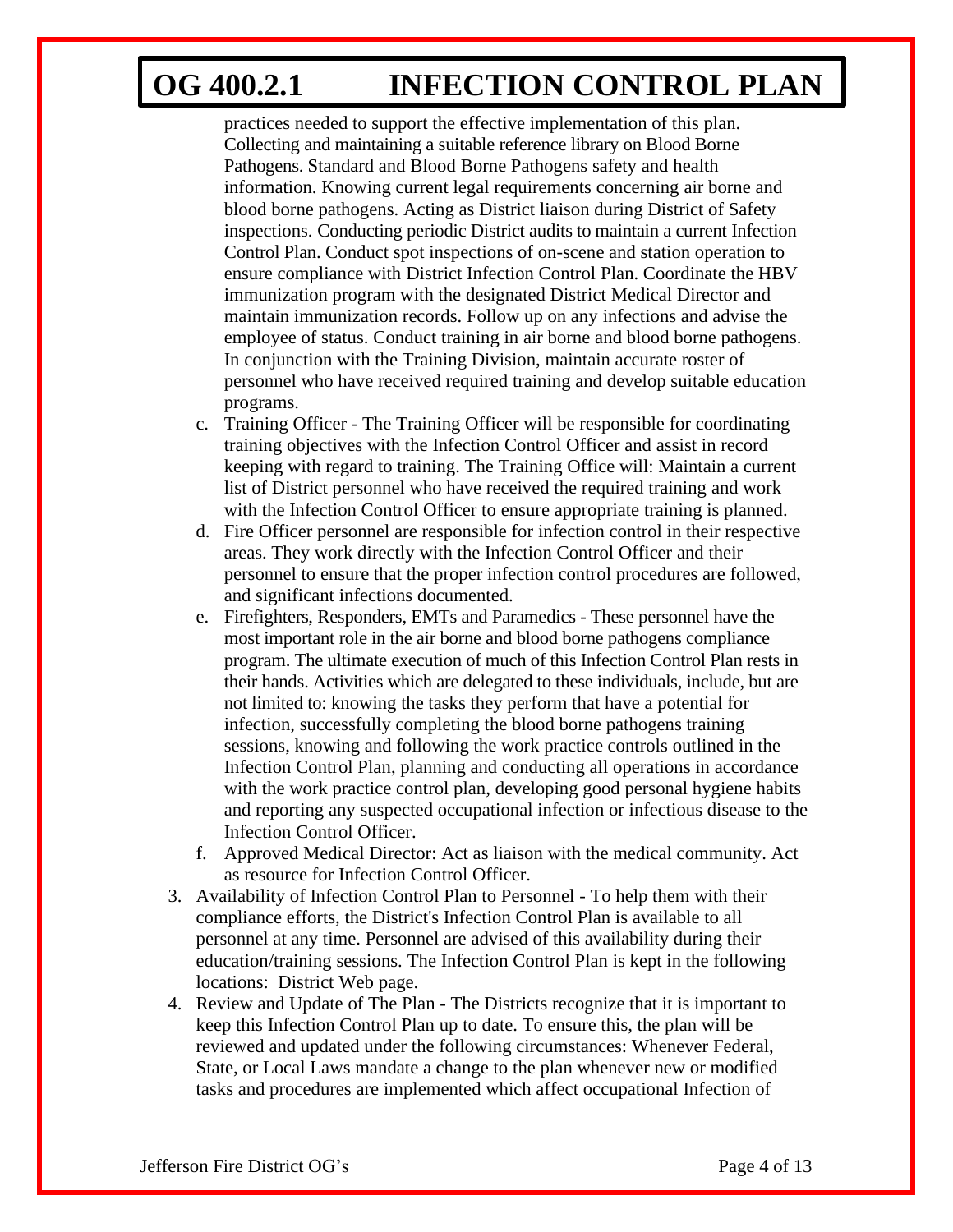practices needed to support the effective implementation of this plan. Collecting and maintaining a suitable reference library on Blood Borne Pathogens. Standard and Blood Borne Pathogens safety and health information. Knowing current legal requirements concerning air borne and blood borne pathogens. Acting as District liaison during District of Safety inspections. Conducting periodic District audits to maintain a current Infection Control Plan. Conduct spot inspections of on-scene and station operation to ensure compliance with District Infection Control Plan. Coordinate the HBV immunization program with the designated District Medical Director and maintain immunization records. Follow up on any infections and advise the employee of status. Conduct training in air borne and blood borne pathogens. In conjunction with the Training Division, maintain accurate roster of personnel who have received required training and develop suitable education programs.

   c. Training Officer - The Training Officer will be responsible for coordinating training objectives with the Infection Control Officer and assist in record keeping with regard to training. The Training Office will: Maintain a current list of District personnel who have received the required training and work with the Infection Control Officer to ensure appropriate training is planned.
   d. Fire Officer personnel are responsible for infection control in their respective areas. They work directly with the Infection Control Officer and their personnel to ensure that the proper infection control procedures are followed, and significant infections documented.
   e. Firefighters, Responders, EMTs and Paramedics - These personnel have the most important role in the air borne and blood borne pathogens compliance program. The ultimate execution of much of this Infection Control Plan rests in their hands. Activities which are delegated to these individuals, include, but are not limited to: knowing the tasks they perform that have a potential for infection, successfully completing the blood borne pathogens training sessions, knowing and following the work practice controls outlined in the Infection Control Plan, planning and conducting all operations in accordance with the work practice control plan, developing good personal hygiene habits and reporting any suspected occupational infection or infectious disease to the Infection Control Officer.
   f. Approved Medical Director: Act as liaison with the medical community. Act as resource for Infection Control Officer.

3. Availability of Infection Control Plan to Personnel - To help them with their compliance efforts, the District's Infection Control Plan is available to all personnel at any time. Personnel are advised of this availability during their education/training sessions. The Infection Control Plan is kept in the following locations: District Web page.
4. Review and Update of The Plan - The Districts recognize that it is important to keep this Infection Control Plan up to date. To ensure this, the plan will be reviewed and updated under the following circumstances: Whenever Federal, State, or Local Laws mandate a change to the plan whenever new or modified tasks and procedures are implemented which affect occupational Infection of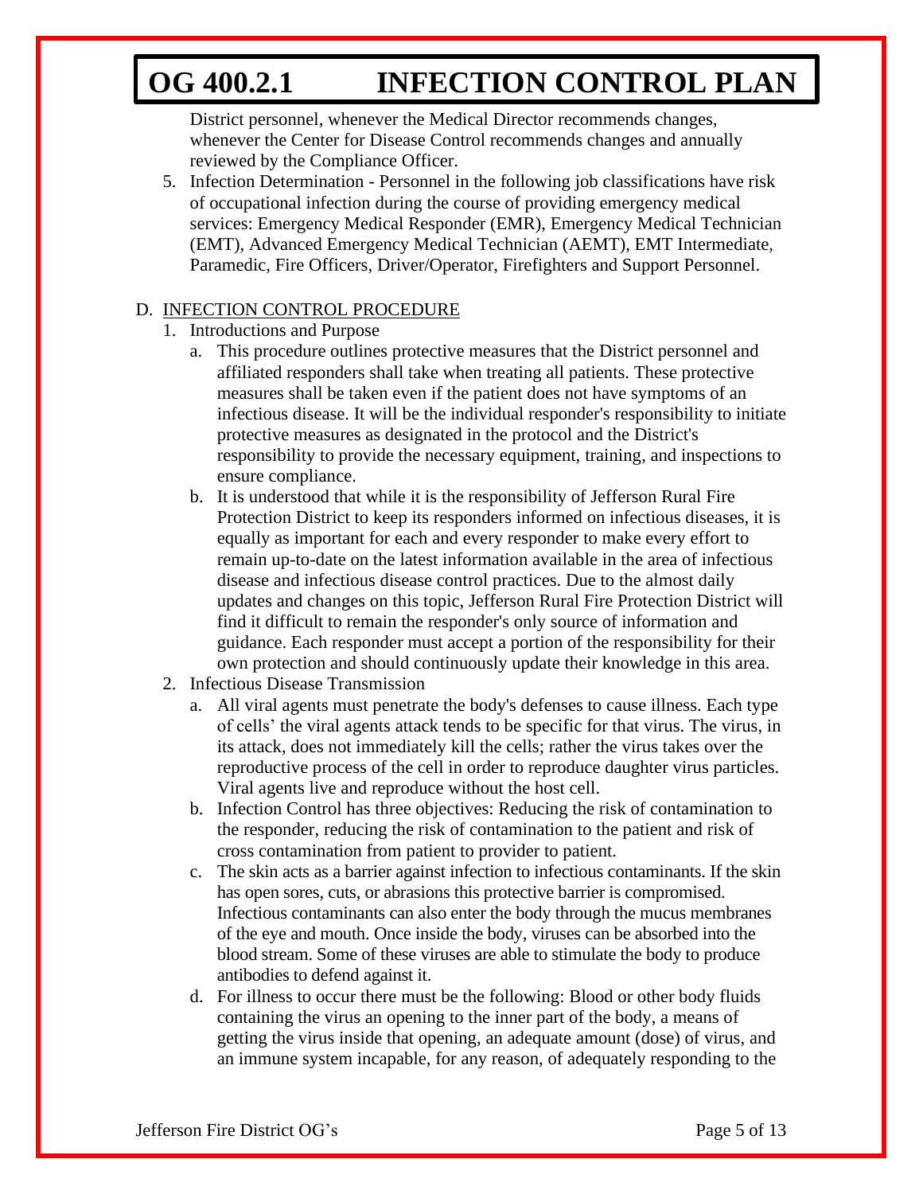District personnel, whenever the Medical Director recommends changes, whenever the Center for Disease Control recommends changes and annually reviewed by the Compliance Officer.

5. Infection Determination - Personnel in the following job classifications have risk of occupational infection during the course of providing emergency medical services: Emergency Medical Responder (EMR), Emergency Medical Technician (EMT), Advanced Emergency Medical Technician (AEMT), EMT Intermediate, Paramedic, Fire Officers, Driver/Operator, Firefighters and Support Personnel.

D. INFECTION CONTROL PROCEDURE

1. Introductions and Purpose
   a. This procedure outlines protective measures that the District personnel and affiliated responders shall take when treating all patients. These protective measures shall be taken even if the patient does not have symptoms of an infectious disease. It will be the individual responder's responsibility to initiate protective measures as designated in the protocol and the District's responsibility to provide the necessary equipment, training, and inspections to ensure compliance.
   b. It is understood that while it is the responsibility of Jefferson Rural Fire Protection District to keep its responders informed on infectious diseases, it is equally as important for each and every responder to make every effort to remain up-to-date on the latest information available in the area of infectious disease and infectious disease control practices. Due to the almost daily updates and changes on this topic, Jefferson Rural Fire Protection District will find it difficult to remain the responder's only source of information and guidance. Each responder must accept a portion of the responsibility for their own protection and should continuously update their knowledge in this area.
2. Infectious Disease Transmission
   a. All viral agents must penetrate the body's defenses to cause illness. Each type of cells' the viral agents attack tends to be specific for that virus. The virus, in its attack, does not immediately kill the cells; rather the virus takes over the reproductive process of the cell in order to reproduce daughter virus particles. Viral agents live and reproduce without the host cell.
   b. Infection Control has three objectives: Reducing the risk of contamination to the responder, reducing the risk of contamination to the patient and risk of cross contamination from patient to provider to patient.
   c. The skin acts as a barrier against infection to infectious contaminants. If the skin has open sores, cuts, or abrasions this protective barrier is compromised. Infectious contaminants can also enter the body through the mucus membranes of the eye and mouth. Once inside the body, viruses can be absorbed into the blood stream. Some of these viruses are able to stimulate the body to produce antibodies to defend against it.
   d. For illness to occur there must be the following: Blood or other body fluids containing the virus an opening to the inner part of the body, a means of getting the virus inside that opening, an adequate amount (dose) of virus, and an immune system incapable, for any reason, of adequately responding to the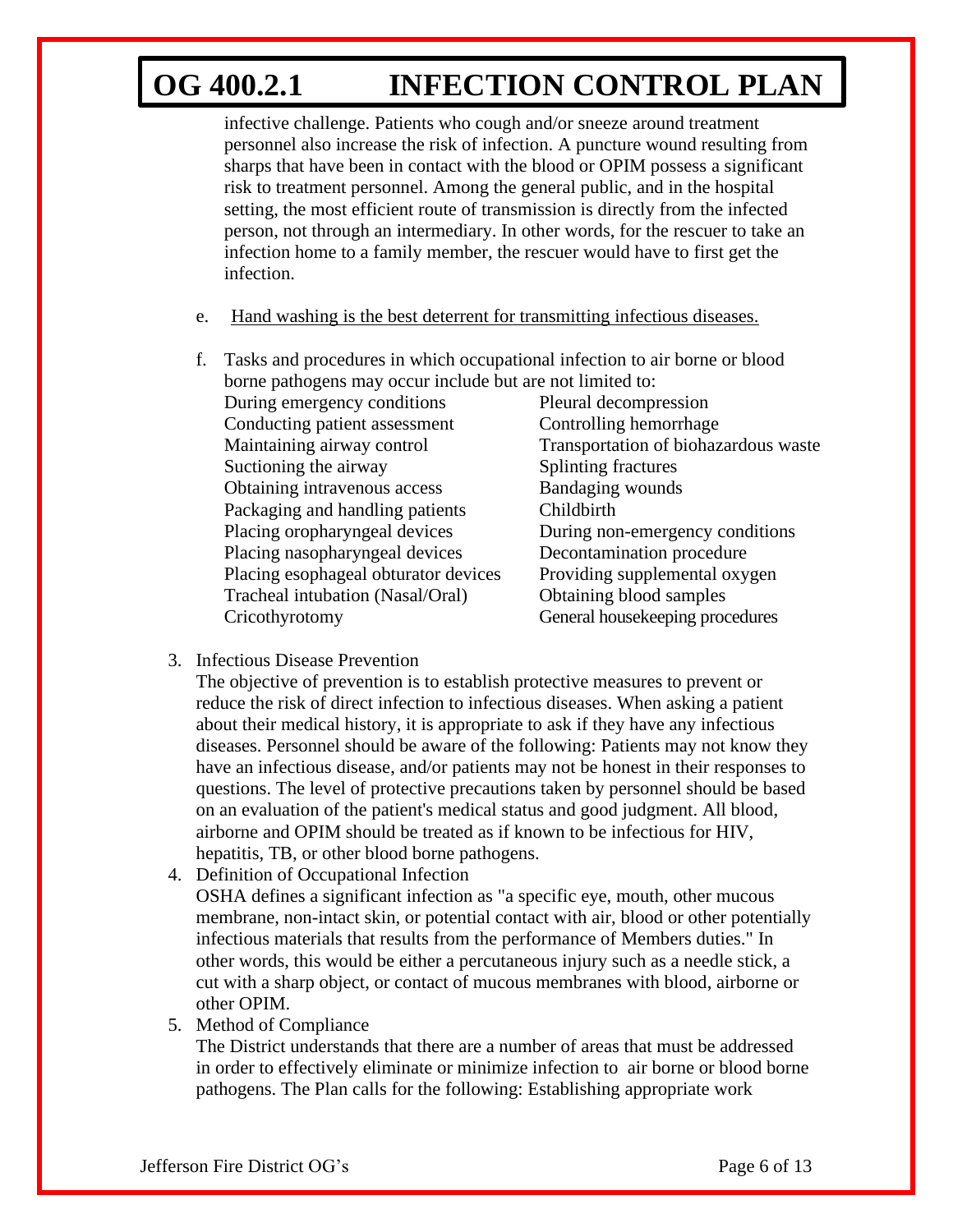infective challenge. Patients who cough and/or sneeze around treatment personnel also increase the risk of infection. A puncture wound resulting from sharps that have been in contact with the blood or OPIM possess a significant risk to treatment personnel. Among the general public, and in the hospital setting, the most efficient route of transmission is directly from the infected person, not through an intermediary. In other words, for the rescuer to take an infection home to a family member, the rescuer would have to first get the infection.

e. Hand washing is the best deterrent for transmitting infectious diseases.

f. Tasks and procedures in which occupational infection to air borne or blood borne pathogens may occur include but are not limited to:

| | |
|---|---|
| During emergency conditions | Pleural decompression |
| Conducting patient assessment | Controlling hemorrhage |
| Maintaining airway control | Transportation of biohazardous waste |
| Suctioning the airway | Splinting fractures |
| Obtaining intravenous access | Bandaging wounds |
| Packaging and handling patients | Childbirth |
| Placing oropharyngeal devices | During non-emergency conditions |
| Placing nasopharyngeal devices | Decontamination procedure |
| Placing esophageal obturator devices | Providing supplemental oxygen |
| Tracheal intubation (Nasal/Oral) | Obtaining blood samples |
| Cricothyrotomy | General housekeeping procedures |

3. Infectious Disease Prevention
   The objective of prevention is to establish protective measures to prevent or reduce the risk of direct infection to infectious diseases. When asking a patient about their medical history, it is appropriate to ask if they have any infectious diseases. Personnel should be aware of the following: Patients may not know they have an infectious disease, and/or patients may not be honest in their responses to questions. The level of protective precautions taken by personnel should be based on an evaluation of the patient's medical status and good judgment. All blood, airborne and OPIM should be treated as if known to be infectious for HIV, hepatitis, TB, or other blood borne pathogens.
4. Definition of Occupational Infection
   OSHA defines a significant infection as "a specific eye, mouth, other mucous membrane, non-intact skin, or potential contact with air, blood or other potentially infectious materials that results from the performance of Members duties." In other words, this would be either a percutaneous injury such as a needle stick, a cut with a sharp object, or contact of mucous membranes with blood, airborne or other OPIM.
5. Method of Compliance
   The District understands that there are a number of areas that must be addressed in order to effectively eliminate or minimize infection to air borne or blood borne pathogens. The Plan calls for the following: Establishing appropriate work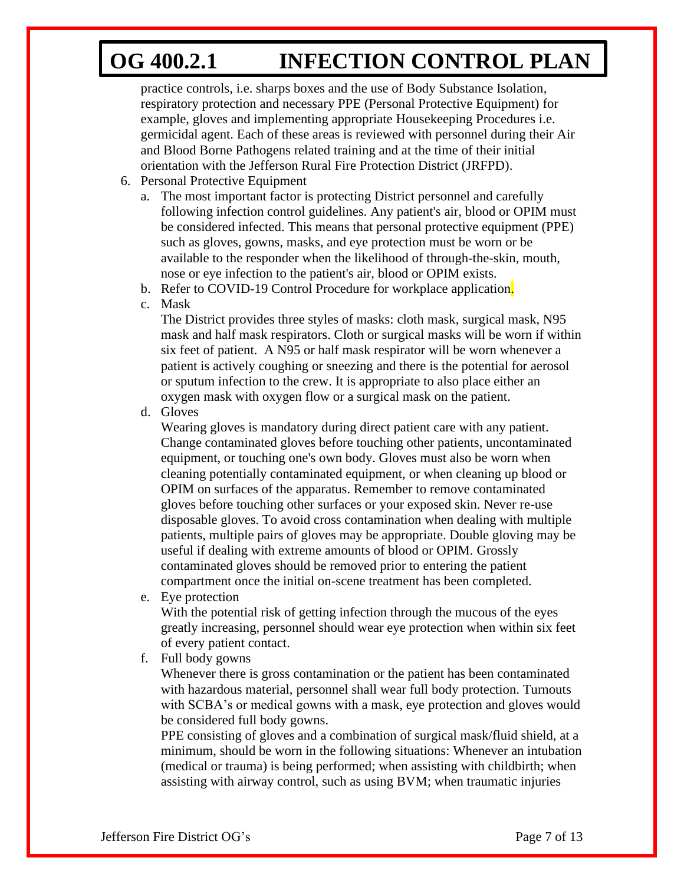practice controls, i.e. sharps boxes and the use of Body Substance Isolation, respiratory protection and necessary PPE (Personal Protective Equipment) for example, gloves and implementing appropriate Housekeeping Procedures i.e. germicidal agent. Each of these areas is reviewed with personnel during their Air and Blood Borne Pathogens related training and at the time of their initial orientation with the Jefferson Rural Fire Protection District (JRFPD).

6. Personal Protective Equipment
   a. The most important factor is protecting District personnel and carefully following infection control guidelines. Any patient's air, blood or OPIM must be considered infected. This means that personal protective equipment (PPE) such as gloves, gowns, masks, and eye protection must be worn or be available to the responder when the likelihood of through-the-skin, mouth, nose or eye infection to the patient's air, blood or OPIM exists.
   b. Refer to COVID-19 Control Procedure for workplace application.
   c. Mask

      The District provides three styles of masks: cloth mask, surgical mask, N95 mask and half mask respirators. Cloth or surgical masks will be worn if within six feet of patient. A N95 or half mask respirator will be worn whenever a patient is actively coughing or sneezing and there is the potential for aerosol or sputum infection to the crew. It is appropriate to also place either an oxygen mask with oxygen flow or a surgical mask on the patient.
   d. Gloves

      Wearing gloves is mandatory during direct patient care with any patient. Change contaminated gloves before touching other patients, uncontaminated equipment, or touching one's own body. Gloves must also be worn when cleaning potentially contaminated equipment, or when cleaning up blood or OPIM on surfaces of the apparatus. Remember to remove contaminated gloves before touching other surfaces or your exposed skin. Never re-use disposable gloves. To avoid cross contamination when dealing with multiple patients, multiple pairs of gloves may be appropriate. Double gloving may be useful if dealing with extreme amounts of blood or OPIM. Grossly contaminated gloves should be removed prior to entering the patient compartment once the initial on-scene treatment has been completed.
   e. Eye protection

      With the potential risk of getting infection through the mucous of the eyes greatly increasing, personnel should wear eye protection when within six feet of every patient contact.
   f. Full body gowns

      Whenever there is gross contamination or the patient has been contaminated with hazardous material, personnel shall wear full body protection. Turnouts with SCBA's or medical gowns with a mask, eye protection and gloves would be considered full body gowns.

      PPE consisting of gloves and a combination of surgical mask/fluid shield, at a minimum, should be worn in the following situations: Whenever an intubation (medical or trauma) is being performed; when assisting with childbirth; when assisting with airway control, such as using BVM; when traumatic injuries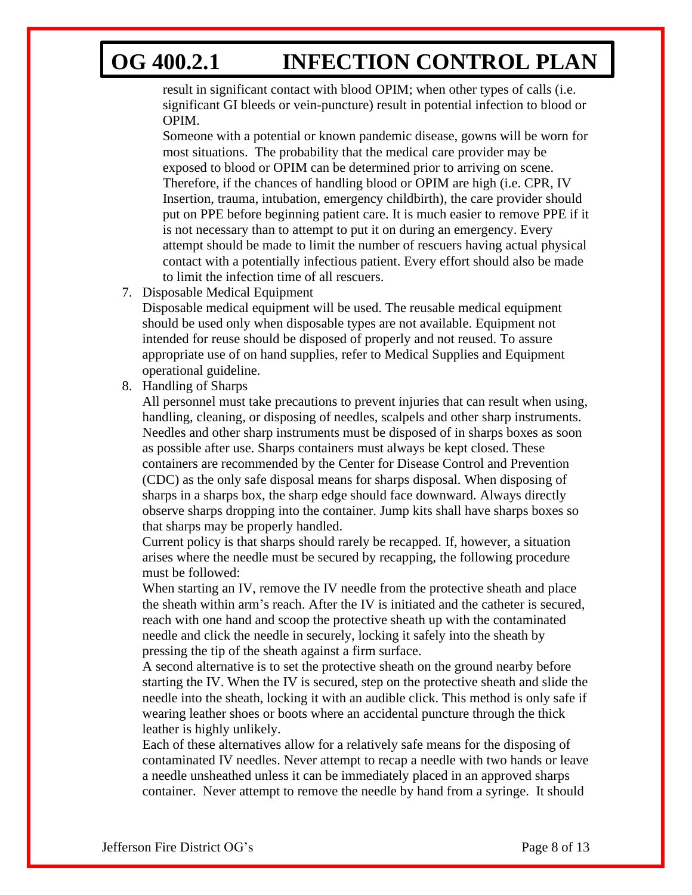result in significant contact with blood OPIM; when other types of calls (i.e. significant GI bleeds or vein-puncture) result in potential infection to blood or OPIM.

Someone with a potential or known pandemic disease, gowns will be worn for most situations. The probability that the medical care provider may be exposed to blood or OPIM can be determined prior to arriving on scene. Therefore, if the chances of handling blood or OPIM are high (i.e. CPR, IV Insertion, trauma, intubation, emergency childbirth), the care provider should put on PPE before beginning patient care. It is much easier to remove PPE if it is not necessary than to attempt to put it on during an emergency. Every attempt should be made to limit the number of rescuers having actual physical contact with a potentially infectious patient. Every effort should also be made to limit the infection time of all rescuers.

7. Disposable Medical Equipment

   Disposable medical equipment will be used. The reusable medical equipment should be used only when disposable types are not available. Equipment not intended for reuse should be disposed of properly and not reused. To assure appropriate use of on hand supplies, refer to Medical Supplies and Equipment operational guideline.

8. Handling of Sharps

   All personnel must take precautions to prevent injuries that can result when using, handling, cleaning, or disposing of needles, scalpels and other sharp instruments. Needles and other sharp instruments must be disposed of in sharps boxes as soon as possible after use. Sharps containers must always be kept closed. These containers are recommended by the Center for Disease Control and Prevention (CDC) as the only safe disposal means for sharps disposal. When disposing of sharps in a sharps box, the sharp edge should face downward. Always directly observe sharps dropping into the container. Jump kits shall have sharps boxes so that sharps may be properly handled.

   Current policy is that sharps should rarely be recapped. If, however, a situation arises where the needle must be secured by recapping, the following procedure must be followed:

   When starting an IV, remove the IV needle from the protective sheath and place the sheath within arm's reach. After the IV is initiated and the catheter is secured, reach with one hand and scoop the protective sheath up with the contaminated needle and click the needle in securely, locking it safely into the sheath by pressing the tip of the sheath against a firm surface.

   A second alternative is to set the protective sheath on the ground nearby before starting the IV. When the IV is secured, step on the protective sheath and slide the needle into the sheath, locking it with an audible click. This method is only safe if wearing leather shoes or boots where an accidental puncture through the thick leather is highly unlikely.

   Each of these alternatives allow for a relatively safe means for the disposing of contaminated IV needles. Never attempt to recap a needle with two hands or leave a needle unsheathed unless it can be immediately placed in an approved sharps container. Never attempt to remove the needle by hand from a syringe. It should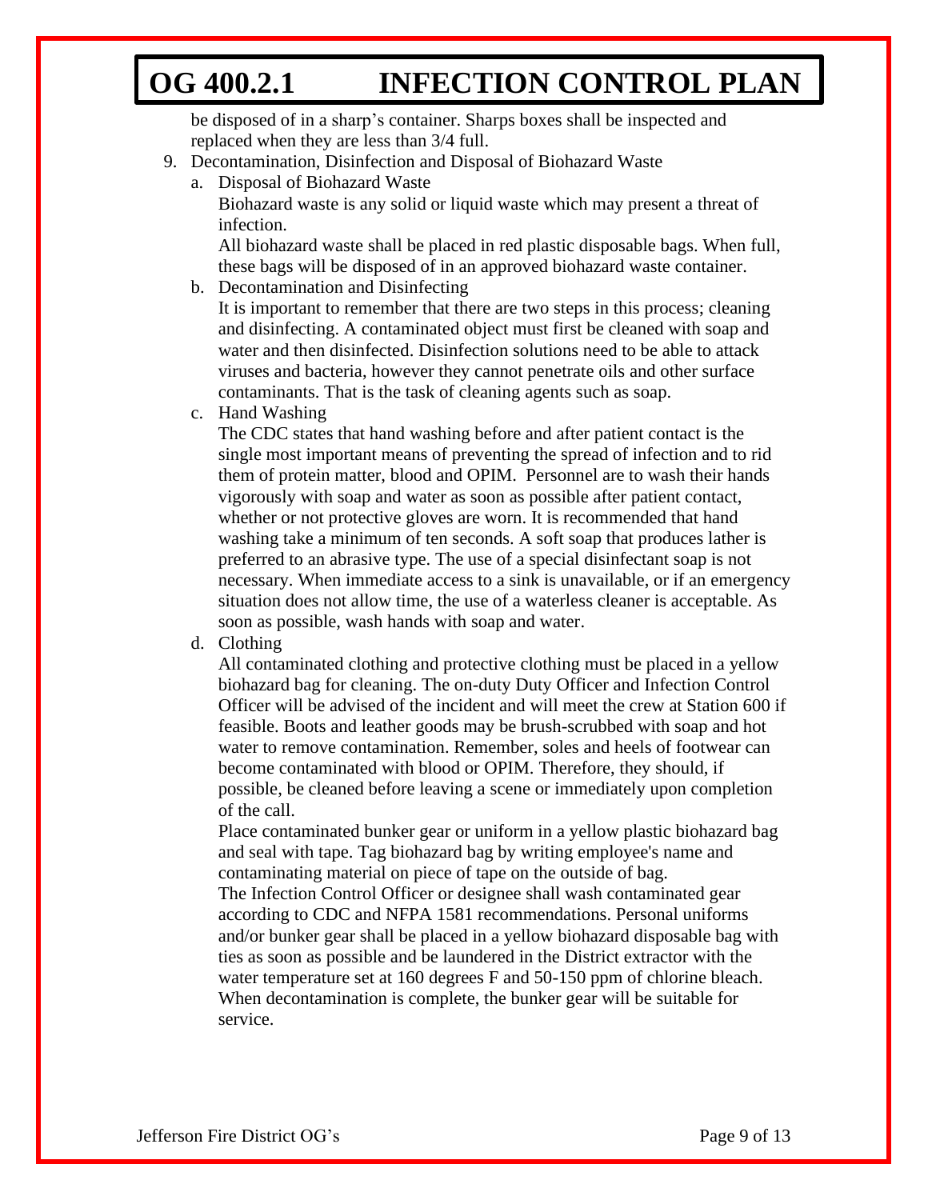be disposed of in a sharp's container. Sharps boxes shall be inspected and replaced when they are less than 3/4 full.

9. Decontamination, Disinfection and Disposal of Biohazard Waste
   a. Disposal of Biohazard Waste
      Biohazard waste is any solid or liquid waste which may present a threat of infection.
      All biohazard waste shall be placed in red plastic disposable bags. When full, these bags will be disposed of in an approved biohazard waste container.
   b. Decontamination and Disinfecting
      It is important to remember that there are two steps in this process; cleaning and disinfecting. A contaminated object must first be cleaned with soap and water and then disinfected. Disinfection solutions need to be able to attack viruses and bacteria, however they cannot penetrate oils and other surface contaminants. That is the task of cleaning agents such as soap.
   c. Hand Washing
      The CDC states that hand washing before and after patient contact is the single most important means of preventing the spread of infection and to rid them of protein matter, blood and OPIM. Personnel are to wash their hands vigorously with soap and water as soon as possible after patient contact, whether or not protective gloves are worn. It is recommended that hand washing take a minimum of ten seconds. A soft soap that produces lather is preferred to an abrasive type. The use of a special disinfectant soap is not necessary. When immediate access to a sink is unavailable, or if an emergency situation does not allow time, the use of a waterless cleaner is acceptable. As soon as possible, wash hands with soap and water.
   d. Clothing
      All contaminated clothing and protective clothing must be placed in a yellow biohazard bag for cleaning. The on-duty Duty Officer and Infection Control Officer will be advised of the incident and will meet the crew at Station 600 if feasible. Boots and leather goods may be brush-scrubbed with soap and hot water to remove contamination. Remember, soles and heels of footwear can become contaminated with blood or OPIM. Therefore, they should, if possible, be cleaned before leaving a scene or immediately upon completion of the call.
      Place contaminated bunker gear or uniform in a yellow plastic biohazard bag and seal with tape. Tag biohazard bag by writing employee's name and contaminating material on piece of tape on the outside of bag.
      The Infection Control Officer or designee shall wash contaminated gear according to CDC and NFPA 1581 recommendations. Personal uniforms and/or bunker gear shall be placed in a yellow biohazard disposable bag with ties as soon as possible and be laundered in the District extractor with the water temperature set at 160 degrees F and 50-150 ppm of chlorine bleach. When decontamination is complete, the bunker gear will be suitable for service.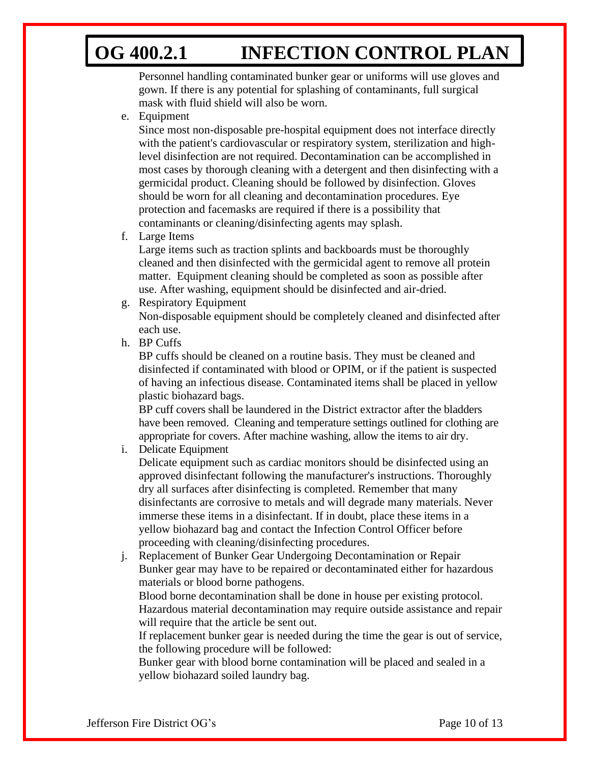Personnel handling contaminated bunker gear or uniforms will use gloves and gown. If there is any potential for splashing of contaminants, full surgical mask with fluid shield will also be worn.

e. Equipment

   Since most non-disposable pre-hospital equipment does not interface directly with the patient's cardiovascular or respiratory system, sterilization and high-level disinfection are not required. Decontamination can be accomplished in most cases by thorough cleaning with a detergent and then disinfecting with a germicidal product. Cleaning should be followed by disinfection. Gloves should be worn for all cleaning and decontamination procedures. Eye protection and facemasks are required if there is a possibility that contaminants or cleaning/disinfecting agents may splash.

f. Large Items

   Large items such as traction splints and backboards must be thoroughly cleaned and then disinfected with the germicidal agent to remove all protein matter. Equipment cleaning should be completed as soon as possible after use. After washing, equipment should be disinfected and air-dried.

g. Respiratory Equipment

   Non-disposable equipment should be completely cleaned and disinfected after each use.

h. BP Cuffs

   BP cuffs should be cleaned on a routine basis. They must be cleaned and disinfected if contaminated with blood or OPIM, or if the patient is suspected of having an infectious disease. Contaminated items shall be placed in yellow plastic biohazard bags.

   BP cuff covers shall be laundered in the District extractor after the bladders have been removed. Cleaning and temperature settings outlined for clothing are appropriate for covers. After machine washing, allow the items to air dry.

i. Delicate Equipment

   Delicate equipment such as cardiac monitors should be disinfected using an approved disinfectant following the manufacturer's instructions. Thoroughly dry all surfaces after disinfecting is completed. Remember that many disinfectants are corrosive to metals and will degrade many materials. Never immerse these items in a disinfectant. If in doubt, place these items in a yellow biohazard bag and contact the Infection Control Officer before proceeding with cleaning/disinfecting procedures.

j. Replacement of Bunker Gear Undergoing Decontamination or Repair

   Bunker gear may have to be repaired or decontaminated either for hazardous materials or blood borne pathogens.

   Blood borne decontamination shall be done in house per existing protocol. Hazardous material decontamination may require outside assistance and repair will require that the article be sent out.

   If replacement bunker gear is needed during the time the gear is out of service, the following procedure will be followed:

   Bunker gear with blood borne contamination will be placed and sealed in a yellow biohazard soiled laundry bag.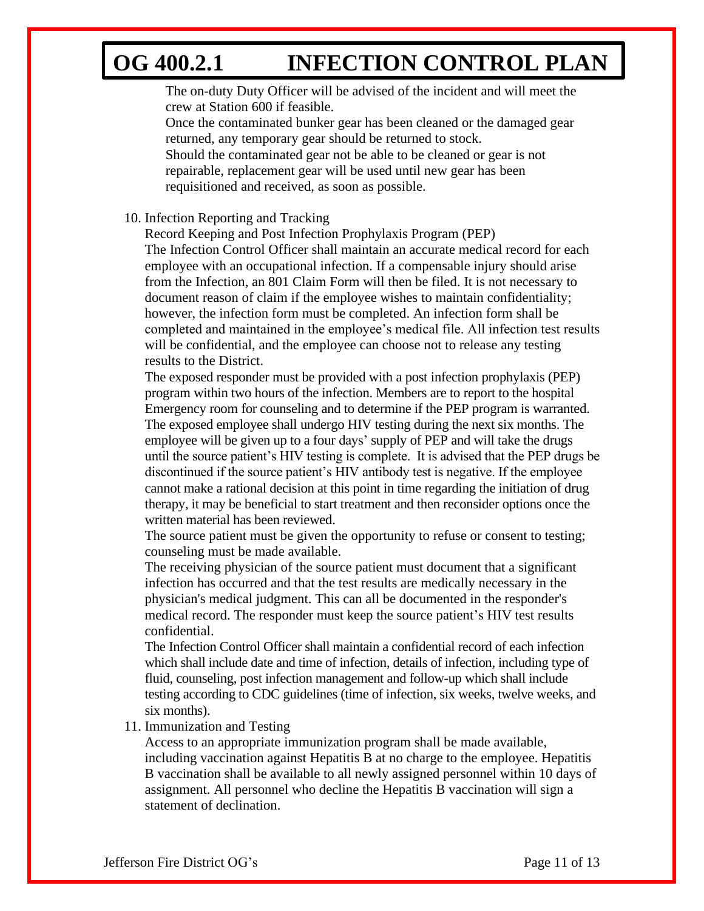The on-duty Duty Officer will be advised of the incident and will meet the crew at Station 600 if feasible.

Once the contaminated bunker gear has been cleaned or the damaged gear returned, any temporary gear should be returned to stock.

Should the contaminated gear not be able to be cleaned or gear is not repairable, replacement gear will be used until new gear has been requisitioned and received, as soon as possible.

10. Infection Reporting and Tracking

    Record Keeping and Post Infection Prophylaxis Program (PEP)

    The Infection Control Officer shall maintain an accurate medical record for each employee with an occupational infection. If a compensable injury should arise from the Infection, an 801 Claim Form will then be filed. It is not necessary to document reason of claim if the employee wishes to maintain confidentiality; however, the infection form must be completed. An infection form shall be completed and maintained in the employee's medical file. All infection test results will be confidential, and the employee can choose not to release any testing results to the District.

    The exposed responder must be provided with a post infection prophylaxis (PEP) program within two hours of the infection. Members are to report to the hospital Emergency room for counseling and to determine if the PEP program is warranted. The exposed employee shall undergo HIV testing during the next six months. The employee will be given up to a four days' supply of PEP and will take the drugs until the source patient's HIV testing is complete. It is advised that the PEP drugs be discontinued if the source patient's HIV antibody test is negative. If the employee cannot make a rational decision at this point in time regarding the initiation of drug therapy, it may be beneficial to start treatment and then reconsider options once the written material has been reviewed.

    The source patient must be given the opportunity to refuse or consent to testing; counseling must be made available.

    The receiving physician of the source patient must document that a significant infection has occurred and that the test results are medically necessary in the physician's medical judgment. This can all be documented in the responder's medical record. The responder must keep the source patient's HIV test results confidential.

    The Infection Control Officer shall maintain a confidential record of each infection which shall include date and time of infection, details of infection, including type of fluid, counseling, post infection management and follow-up which shall include testing according to CDC guidelines (time of infection, six weeks, twelve weeks, and six months).

11. Immunization and Testing

    Access to an appropriate immunization program shall be made available, including vaccination against Hepatitis B at no charge to the employee. Hepatitis B vaccination shall be available to all newly assigned personnel within 10 days of assignment. All personnel who decline the Hepatitis B vaccination will sign a statement of declination.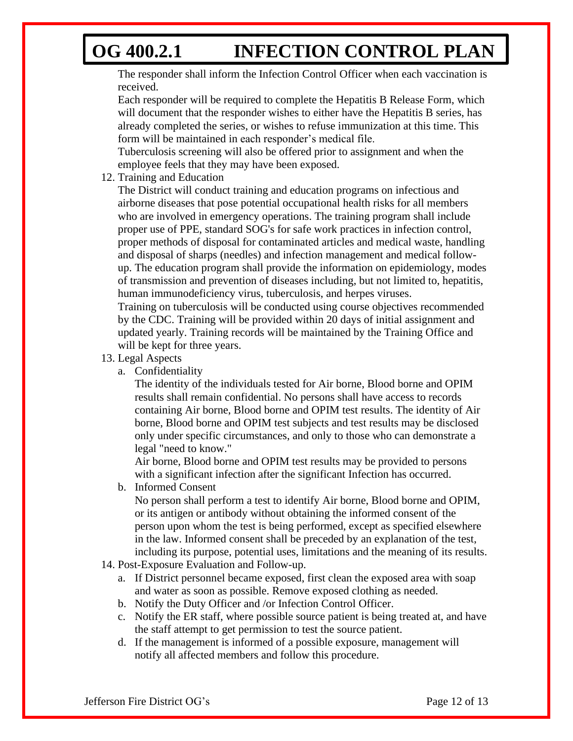The responder shall inform the Infection Control Officer when each vaccination is received.

Each responder will be required to complete the Hepatitis B Release Form, which will document that the responder wishes to either have the Hepatitis B series, has already completed the series, or wishes to refuse immunization at this time. This form will be maintained in each responder's medical file.

Tuberculosis screening will also be offered prior to assignment and when the employee feels that they may have been exposed.

12. Training and Education

    The District will conduct training and education programs on infectious and airborne diseases that pose potential occupational health risks for all members who are involved in emergency operations. The training program shall include proper use of PPE, standard SOG's for safe work practices in infection control, proper methods of disposal for contaminated articles and medical waste, handling and disposal of sharps (needles) and infection management and medical follow-up. The education program shall provide the information on epidemiology, modes of transmission and prevention of diseases including, but not limited to, hepatitis, human immunodeficiency virus, tuberculosis, and herpes viruses.

    Training on tuberculosis will be conducted using course objectives recommended by the CDC. Training will be provided within 20 days of initial assignment and updated yearly. Training records will be maintained by the Training Office and will be kept for three years.

13. Legal Aspects
    a. Confidentiality

       The identity of the individuals tested for Air borne, Blood borne and OPIM results shall remain confidential. No persons shall have access to records containing Air borne, Blood borne and OPIM test results. The identity of Air borne, Blood borne and OPIM test subjects and test results may be disclosed only under specific circumstances, and only to those who can demonstrate a legal "need to know."

       Air borne, Blood borne and OPIM test results may be provided to persons with a significant infection after the significant Infection has occurred.
    b. Informed Consent

       No person shall perform a test to identify Air borne, Blood borne and OPIM, or its antigen or antibody without obtaining the informed consent of the person upon whom the test is being performed, except as specified elsewhere in the law. Informed consent shall be preceded by an explanation of the test, including its purpose, potential uses, limitations and the meaning of its results.
14. Post-Exposure Evaluation and Follow-up.
    a. If District personnel became exposed, first clean the exposed area with soap and water as soon as possible. Remove exposed clothing as needed.
    b. Notify the Duty Officer and /or Infection Control Officer.
    c. Notify the ER staff, where possible source patient is being treated at, and have the staff attempt to get permission to test the source patient.
    d. If the management is informed of a possible exposure, management will notify all affected members and follow this procedure.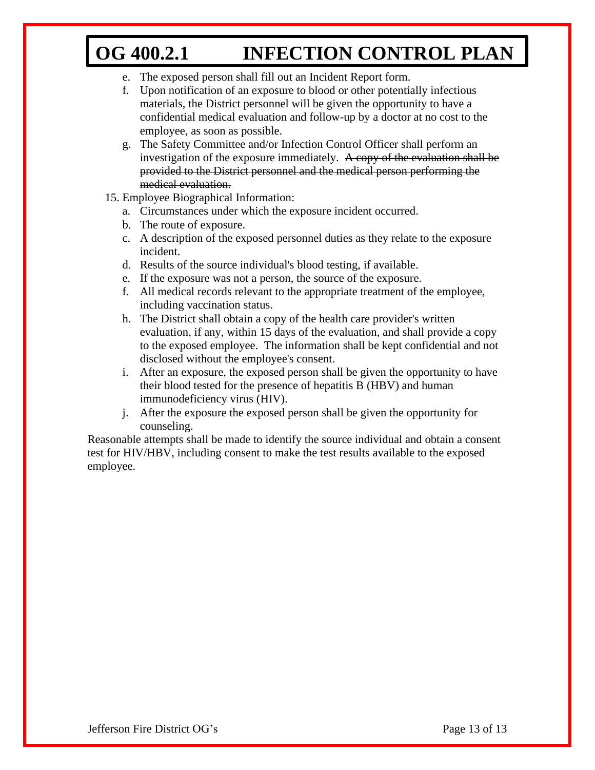# OG 400.2.1 INFECTION CONTROL PLAN

e. The exposed person shall fill out an Incident Report form.

f. Upon notification of an exposure to blood or other potentially infectious materials, the District personnel will be given the opportunity to have a confidential medical evaluation and follow-up by a doctor at no cost to the employee, as soon as possible.

~~g.~~ The Safety Committee and/or Infection Control Officer shall perform an investigation of the exposure immediately. ~~A copy of the evaluation shall be provided to the District personnel and the medical person performing the medical evaluation.~~

15. Employee Biographical Information:
    a. Circumstances under which the exposure incident occurred.
    b. The route of exposure.
    c. A description of the exposed personnel duties as they relate to the exposure incident.
    d. Results of the source individual's blood testing, if available.
    e. If the exposure was not a person, the source of the exposure.
    f. All medical records relevant to the appropriate treatment of the employee, including vaccination status.
    h. The District shall obtain a copy of the health care provider's written evaluation, if any, within 15 days of the evaluation, and shall provide a copy to the exposed employee. The information shall be kept confidential and not disclosed without the employee's consent.
    i. After an exposure, the exposed person shall be given the opportunity to have their blood tested for the presence of hepatitis B (HBV) and human immunodeficiency virus (HIV).
    j. After the exposure the exposed person shall be given the opportunity for counseling.

Reasonable attempts shall be made to identify the source individual and obtain a consent test for HIV/HBV, including consent to make the test results available to the exposed employee.